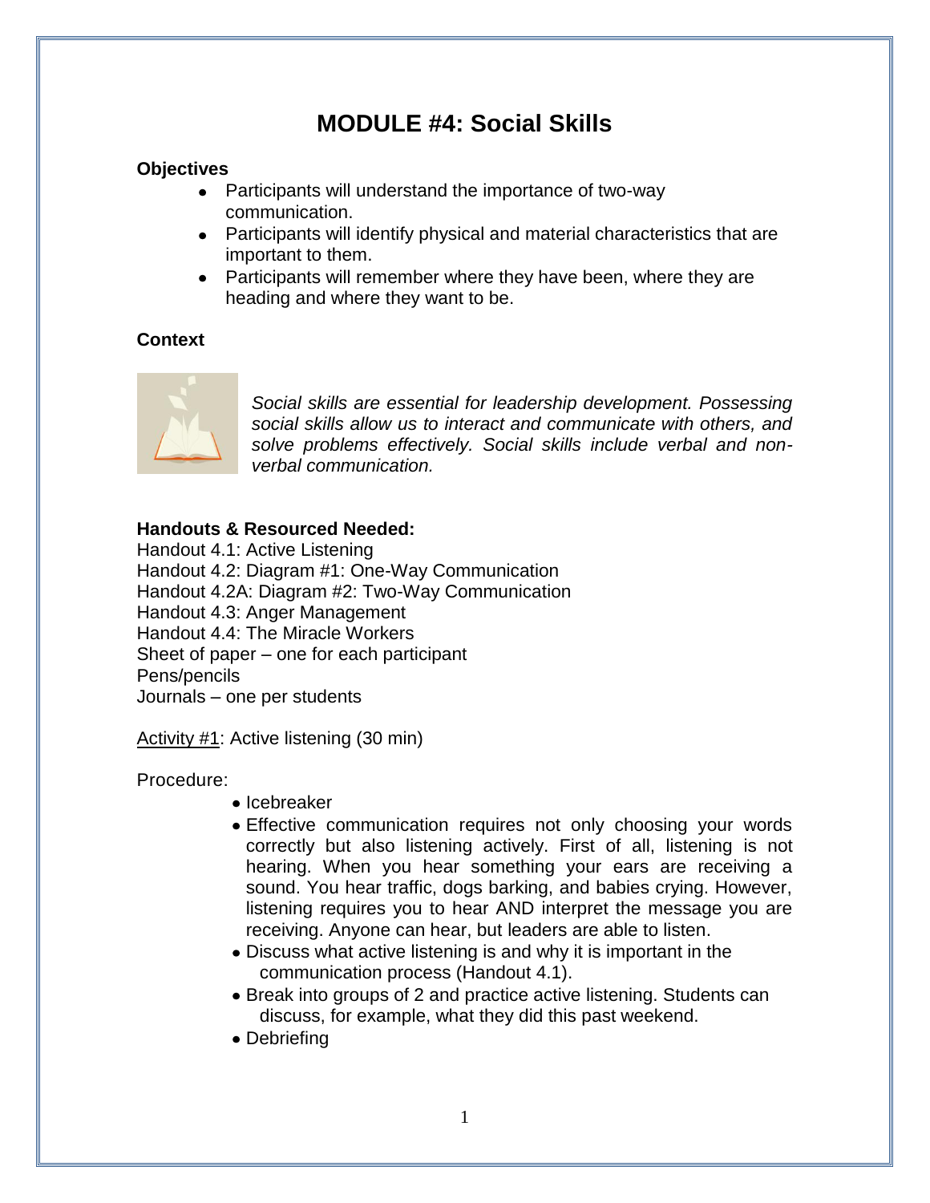# MODULE #4: Social Skills

**Objectives**

- Participants will understand the importance of two-way communication.
- Participants will identify physical and material characteristics that are important to them.
- Participants will remember where they have been, where they are heading and where they want to be.

**Context**

*Social skills are essential for leadership development. Possessing social skills allow us to interact and communicate with others, and solve problems effectively. Social skills include verbal and non-verbal communication.*

**Handouts & Resourced Needed:**

Handout 4.1: Active Listening
Handout 4.2: Diagram #1: One-Way Communication
Handout 4.2A: Diagram #2: Two-Way Communication
Handout 4.3: Anger Management
Handout 4.4: The Miracle Workers
Sheet of paper – one for each participant
Pens/pencils
Journals – one per students

<u>Activity #1</u>: Active listening (30 min)

Procedure:

- Icebreaker
- Effective communication requires not only choosing your words correctly but also listening actively. First of all, listening is not hearing. When you hear something your ears are receiving a sound. You hear traffic, dogs barking, and babies crying. However, listening requires you to hear AND interpret the message you are receiving. Anyone can hear, but leaders are able to listen.
- Discuss what active listening is and why it is important in the communication process (Handout 4.1).
- Break into groups of 2 and practice active listening. Students can discuss, for example, what they did this past weekend.
- Debriefing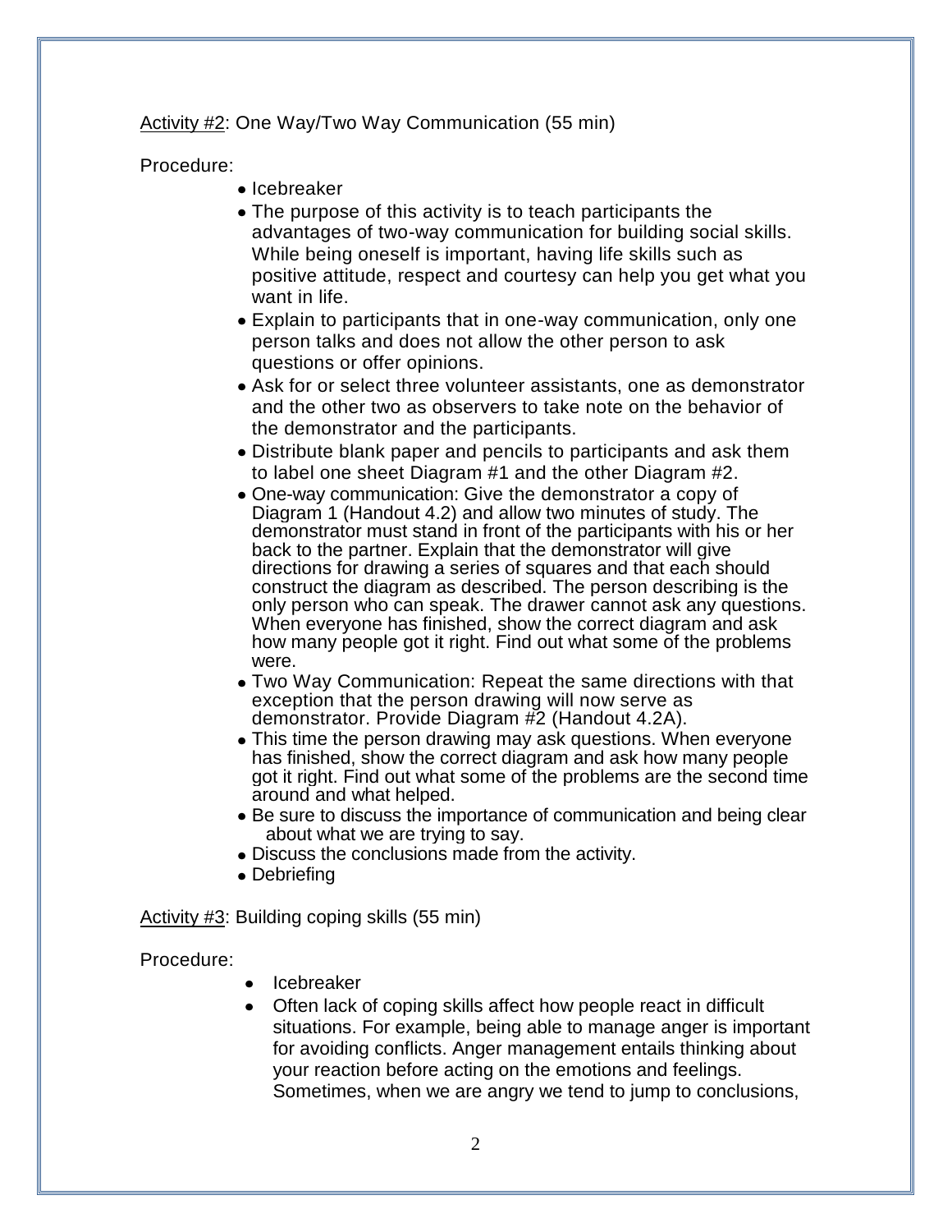Activity #2: One Way/Two Way Communication (55 min)

Procedure:

- Icebreaker
- The purpose of this activity is to teach participants the advantages of two-way communication for building social skills. While being oneself is important, having life skills such as positive attitude, respect and courtesy can help you get what you want in life.
- Explain to participants that in one-way communication, only one person talks and does not allow the other person to ask questions or offer opinions.
- Ask for or select three volunteer assistants, one as demonstrator and the other two as observers to take note on the behavior of the demonstrator and the participants.
- Distribute blank paper and pencils to participants and ask them to label one sheet Diagram #1 and the other Diagram #2.
- One-way communication: Give the demonstrator a copy of Diagram 1 (Handout 4.2) and allow two minutes of study. The demonstrator must stand in front of the participants with his or her back to the partner. Explain that the demonstrator will give directions for drawing a series of squares and that each should construct the diagram as described. The person describing is the only person who can speak. The drawer cannot ask any questions. When everyone has finished, show the correct diagram and ask how many people got it right. Find out what some of the problems were.
- Two Way Communication: Repeat the same directions with that exception that the person drawing will now serve as demonstrator. Provide Diagram #2 (Handout 4.2A).
- This time the person drawing may ask questions. When everyone has finished, show the correct diagram and ask how many people got it right. Find out what some of the problems are the second time around and what helped.
- Be sure to discuss the importance of communication and being clear about what we are trying to say.
- Discuss the conclusions made from the activity.
- Debriefing

Activity #3: Building coping skills (55 min)

Procedure:

- Icebreaker
- Often lack of coping skills affect how people react in difficult situations. For example, being able to manage anger is important for avoiding conflicts. Anger management entails thinking about your reaction before acting on the emotions and feelings. Sometimes, when we are angry we tend to jump to conclusions,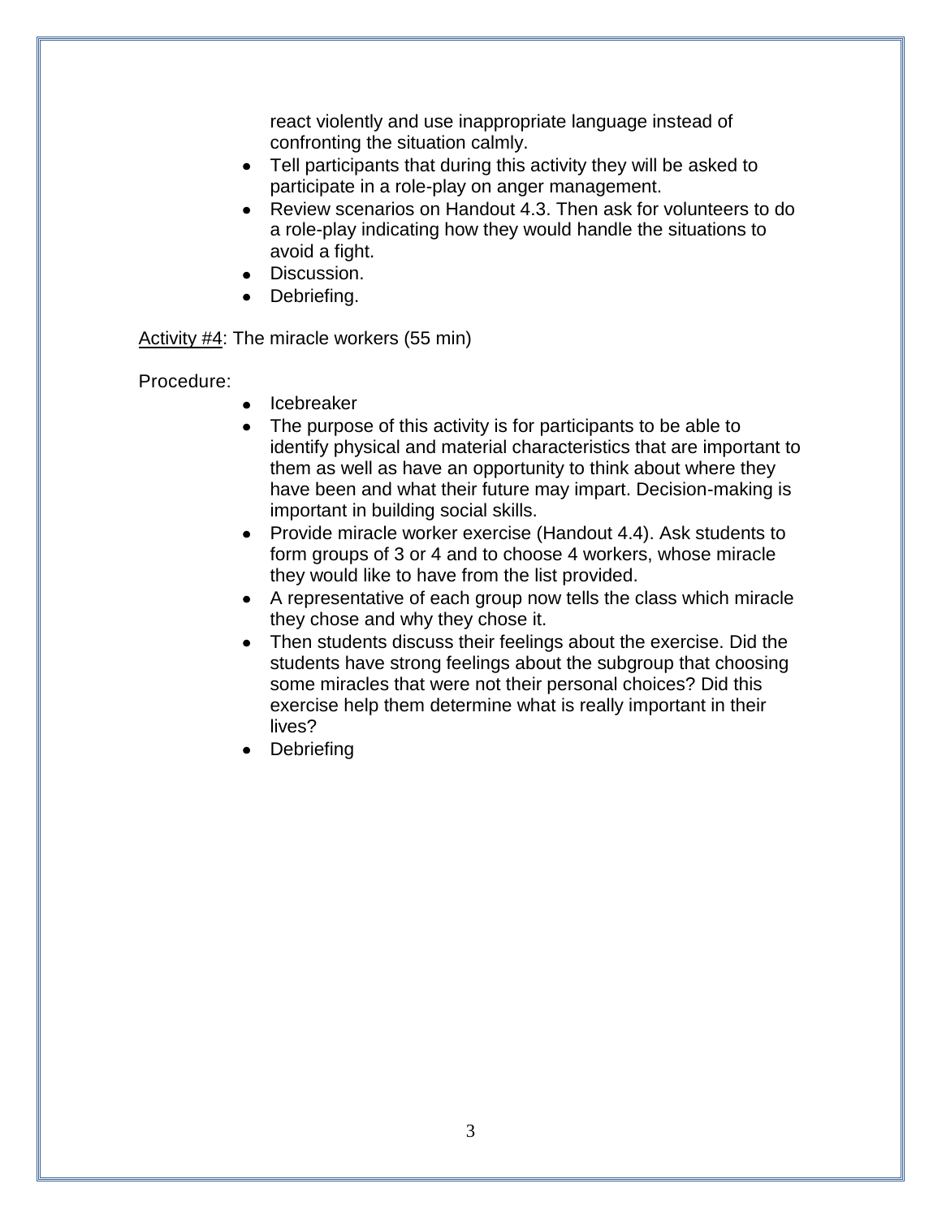react violently and use inappropriate language instead of confronting the situation calmly.

- Tell participants that during this activity they will be asked to participate in a role-play on anger management.
- Review scenarios on Handout 4.3. Then ask for volunteers to do a role-play indicating how they would handle the situations to avoid a fight.
- Discussion.
- Debriefing.

Activity #4: The miracle workers (55 min)

Procedure:

- Icebreaker
- The purpose of this activity is for participants to be able to identify physical and material characteristics that are important to them as well as have an opportunity to think about where they have been and what their future may impart. Decision-making is important in building social skills.
- Provide miracle worker exercise (Handout 4.4). Ask students to form groups of 3 or 4 and to choose 4 workers, whose miracle they would like to have from the list provided.
- A representative of each group now tells the class which miracle they chose and why they chose it.
- Then students discuss their feelings about the exercise. Did the students have strong feelings about the subgroup that choosing some miracles that were not their personal choices? Did this exercise help them determine what is really important in their lives?
- Debriefing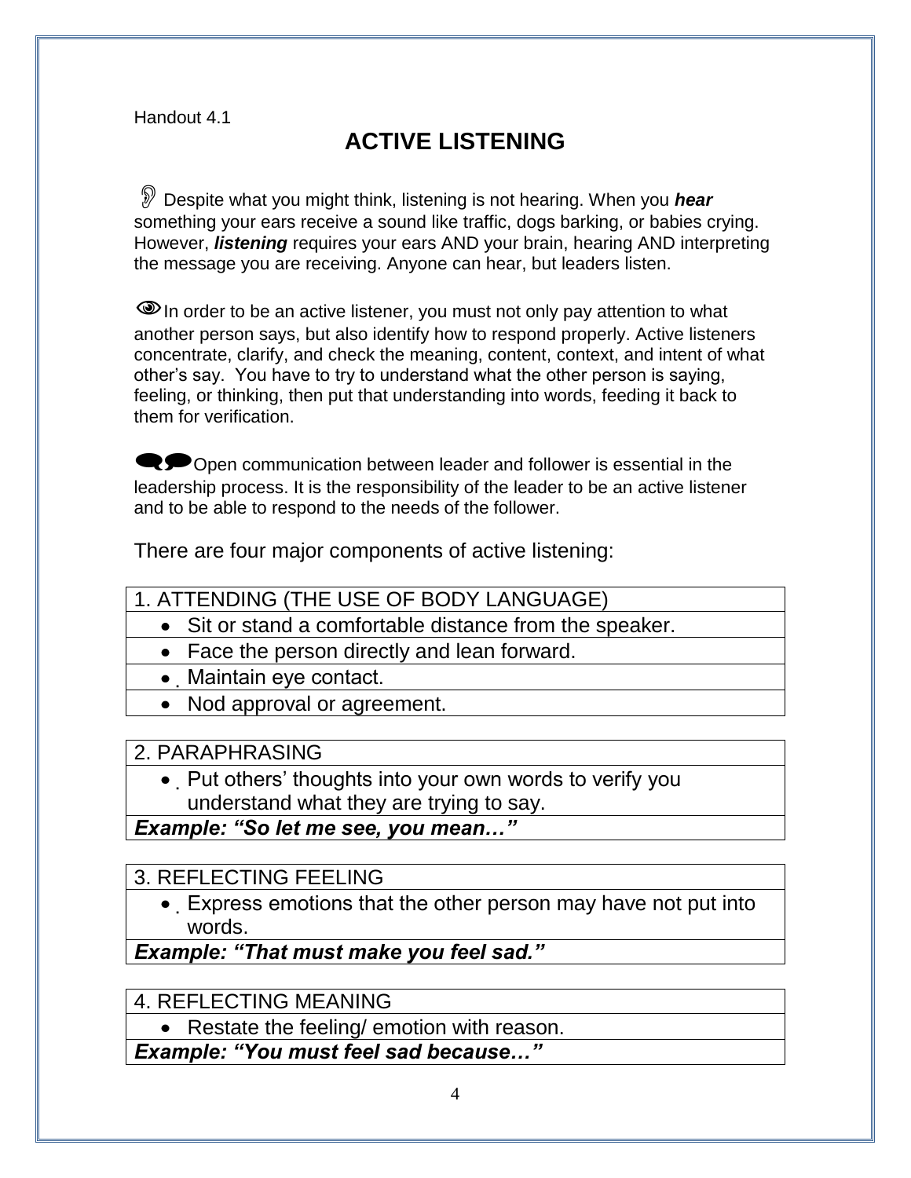Handout 4.1

# ACTIVE LISTENING

Despite what you might think, listening is not hearing. When you ***hear*** something your ears receive a sound like traffic, dogs barking, or babies crying. However, ***listening*** requires your ears AND your brain, hearing AND interpreting the message you are receiving. Anyone can hear, but leaders listen.

In order to be an active listener, you must not only pay attention to what another person says, but also identify how to respond properly. Active listeners concentrate, clarify, and check the meaning, content, context, and intent of what other's say.  You have to try to understand what the other person is saying, feeling, or thinking, then put that understanding into words, feeding it back to them for verification.

Open communication between leader and follower is essential in the leadership process. It is the responsibility of the leader to be an active listener and to be able to respond to the needs of the follower.

There are four major components of active listening:

| 1. ATTENDING (THE USE OF BODY LANGUAGE) |
| --- |
| • Sit or stand a comfortable distance from the speaker. |
| • Face the person directly and lean forward. |
| • Maintain eye contact. |
| • Nod approval or agreement. |

| 2. PARAPHRASING |
| --- |
| • Put others' thoughts into your own words to verify you understand what they are trying to say. |
| ***Example: "So let me see, you mean…"*** |

| 3. REFLECTING FEELING |
| --- |
| • Express emotions that the other person may have not put into words. |
| ***Example: "That must make you feel sad."*** |

| 4. REFLECTING MEANING |
| --- |
| • Restate the feeling/ emotion with reason. |
| ***Example: "You must feel sad because…"*** |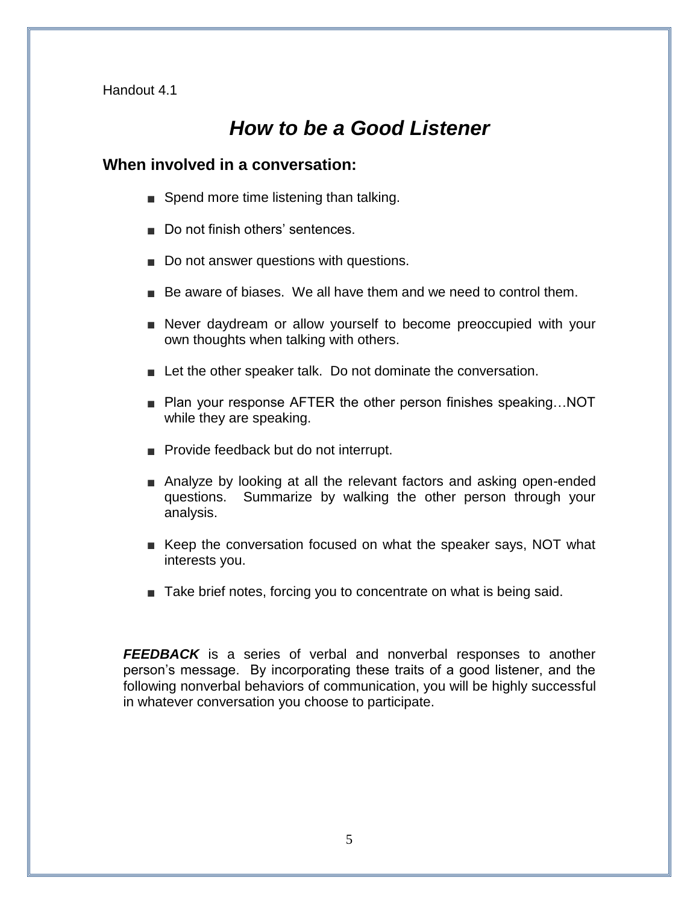Handout 4.1

# *How to be a Good Listener*

## When involved in a conversation:

- Spend more time listening than talking.
- Do not finish others' sentences.
- Do not answer questions with questions.
- Be aware of biases. We all have them and we need to control them.
- Never daydream or allow yourself to become preoccupied with your own thoughts when talking with others.
- Let the other speaker talk. Do not dominate the conversation.
- Plan your response AFTER the other person finishes speaking…NOT while they are speaking.
- Provide feedback but do not interrupt.
- Analyze by looking at all the relevant factors and asking open-ended questions. Summarize by walking the other person through your analysis.
- Keep the conversation focused on what the speaker says, NOT what interests you.
- Take brief notes, forcing you to concentrate on what is being said.

***FEEDBACK*** is a series of verbal and nonverbal responses to another person's message. By incorporating these traits of a good listener, and the following nonverbal behaviors of communication, you will be highly successful in whatever conversation you choose to participate.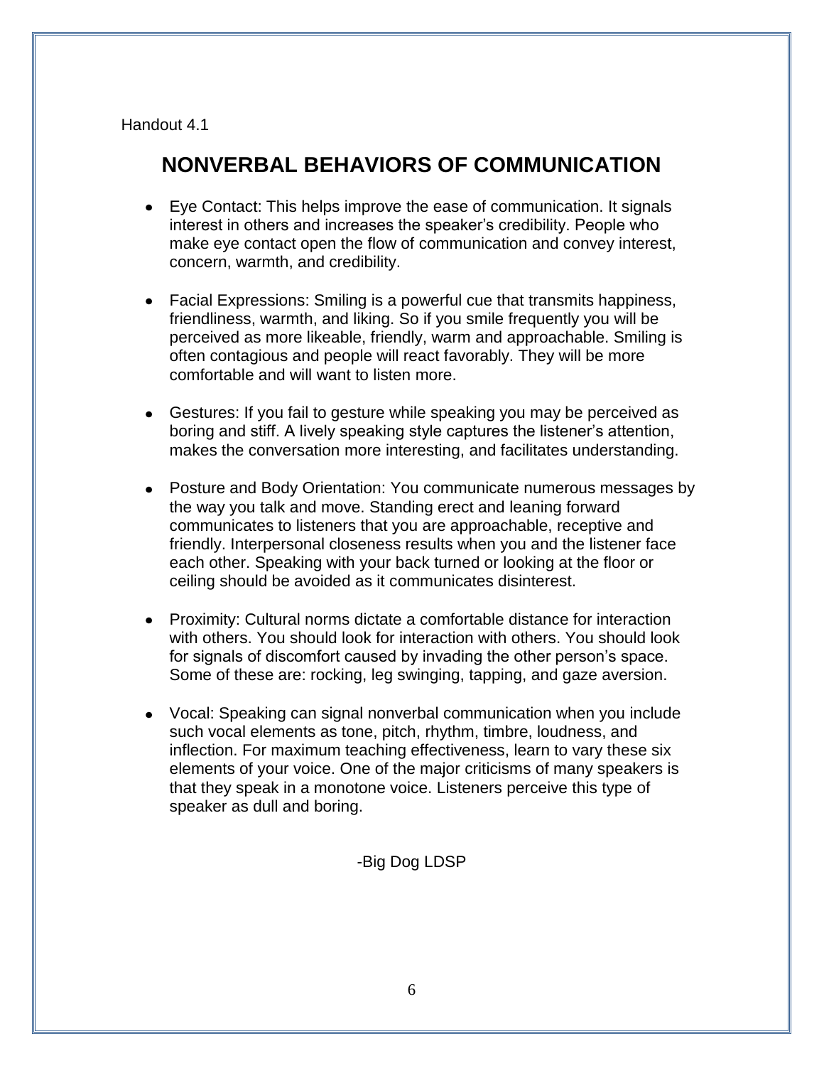Handout 4.1

# NONVERBAL BEHAVIORS OF COMMUNICATION

- Eye Contact: This helps improve the ease of communication. It signals interest in others and increases the speaker's credibility. People who make eye contact open the flow of communication and convey interest, concern, warmth, and credibility.

- Facial Expressions: Smiling is a powerful cue that transmits happiness, friendliness, warmth, and liking. So if you smile frequently you will be perceived as more likeable, friendly, warm and approachable. Smiling is often contagious and people will react favorably. They will be more comfortable and will want to listen more.

- Gestures: If you fail to gesture while speaking you may be perceived as boring and stiff. A lively speaking style captures the listener's attention, makes the conversation more interesting, and facilitates understanding.

- Posture and Body Orientation: You communicate numerous messages by the way you talk and move. Standing erect and leaning forward communicates to listeners that you are approachable, receptive and friendly. Interpersonal closeness results when you and the listener face each other. Speaking with your back turned or looking at the floor or ceiling should be avoided as it communicates disinterest.

- Proximity: Cultural norms dictate a comfortable distance for interaction with others. You should look for interaction with others. You should look for signals of discomfort caused by invading the other person's space. Some of these are: rocking, leg swinging, tapping, and gaze aversion.

- Vocal: Speaking can signal nonverbal communication when you include such vocal elements as tone, pitch, rhythm, timbre, loudness, and inflection. For maximum teaching effectiveness, learn to vary these six elements of your voice. One of the major criticisms of many speakers is that they speak in a monotone voice. Listeners perceive this type of speaker as dull and boring.

-Big Dog LDSP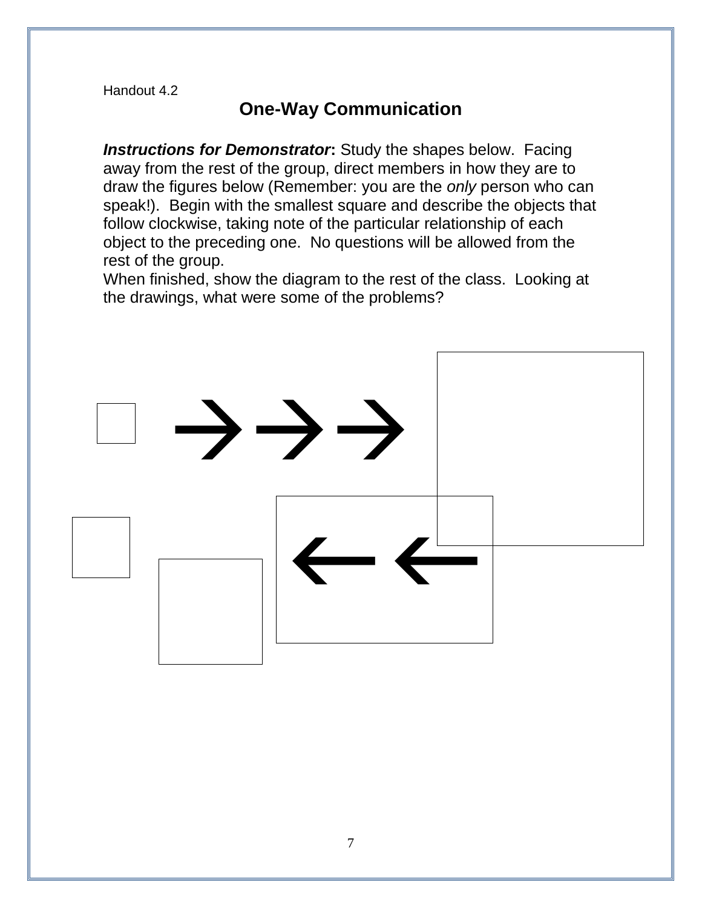Handout 4.2

## One-Way Communication

***Instructions for Demonstrator*:** Study the shapes below. Facing away from the rest of the group, direct members in how they are to draw the figures below (Remember: you are the *only* person who can speak!). Begin with the smallest square and describe the objects that follow clockwise, taking note of the particular relationship of each object to the preceding one. No questions will be allowed from the rest of the group.

When finished, show the diagram to the rest of the class. Looking at the drawings, what were some of the problems?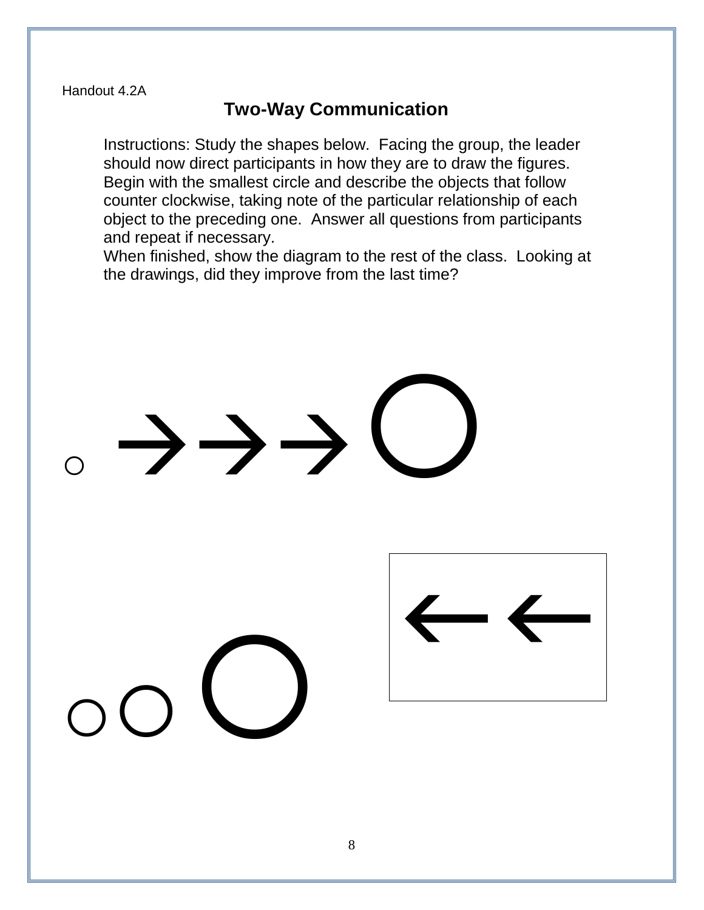Handout 4.2A

## Two-Way Communication

Instructions: Study the shapes below. Facing the group, the leader should now direct participants in how they are to draw the figures. Begin with the smallest circle and describe the objects that follow counter clockwise, taking note of the particular relationship of each object to the preceding one. Answer all questions from participants and repeat if necessary.
When finished, show the diagram to the rest of the class. Looking at the drawings, did they improve from the last time?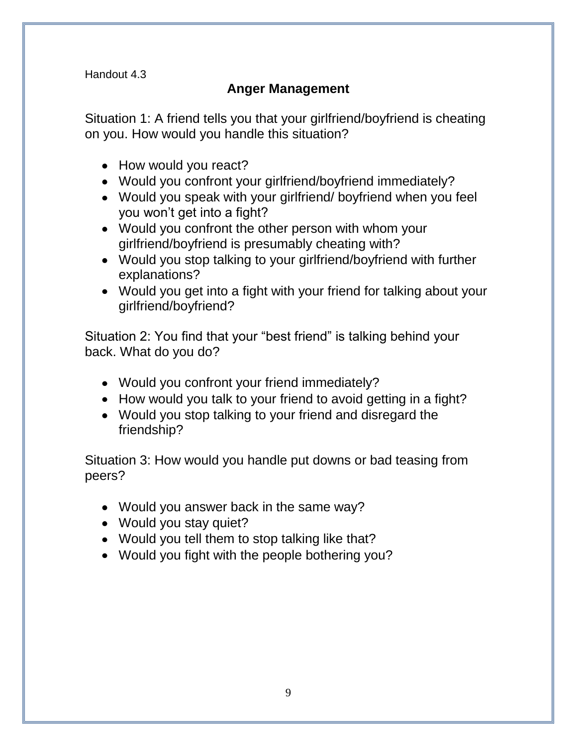Handout 4.3

## Anger Management

Situation 1: A friend tells you that your girlfriend/boyfriend is cheating on you. How would you handle this situation?

- How would you react?
- Would you confront your girlfriend/boyfriend immediately?
- Would you speak with your girlfriend/ boyfriend when you feel you won't get into a fight?
- Would you confront the other person with whom your girlfriend/boyfriend is presumably cheating with?
- Would you stop talking to your girlfriend/boyfriend with further explanations?
- Would you get into a fight with your friend for talking about your girlfriend/boyfriend?

Situation 2: You find that your "best friend" is talking behind your back. What do you do?

- Would you confront your friend immediately?
- How would you talk to your friend to avoid getting in a fight?
- Would you stop talking to your friend and disregard the friendship?

Situation 3: How would you handle put downs or bad teasing from peers?

- Would you answer back in the same way?
- Would you stay quiet?
- Would you tell them to stop talking like that?
- Would you fight with the people bothering you?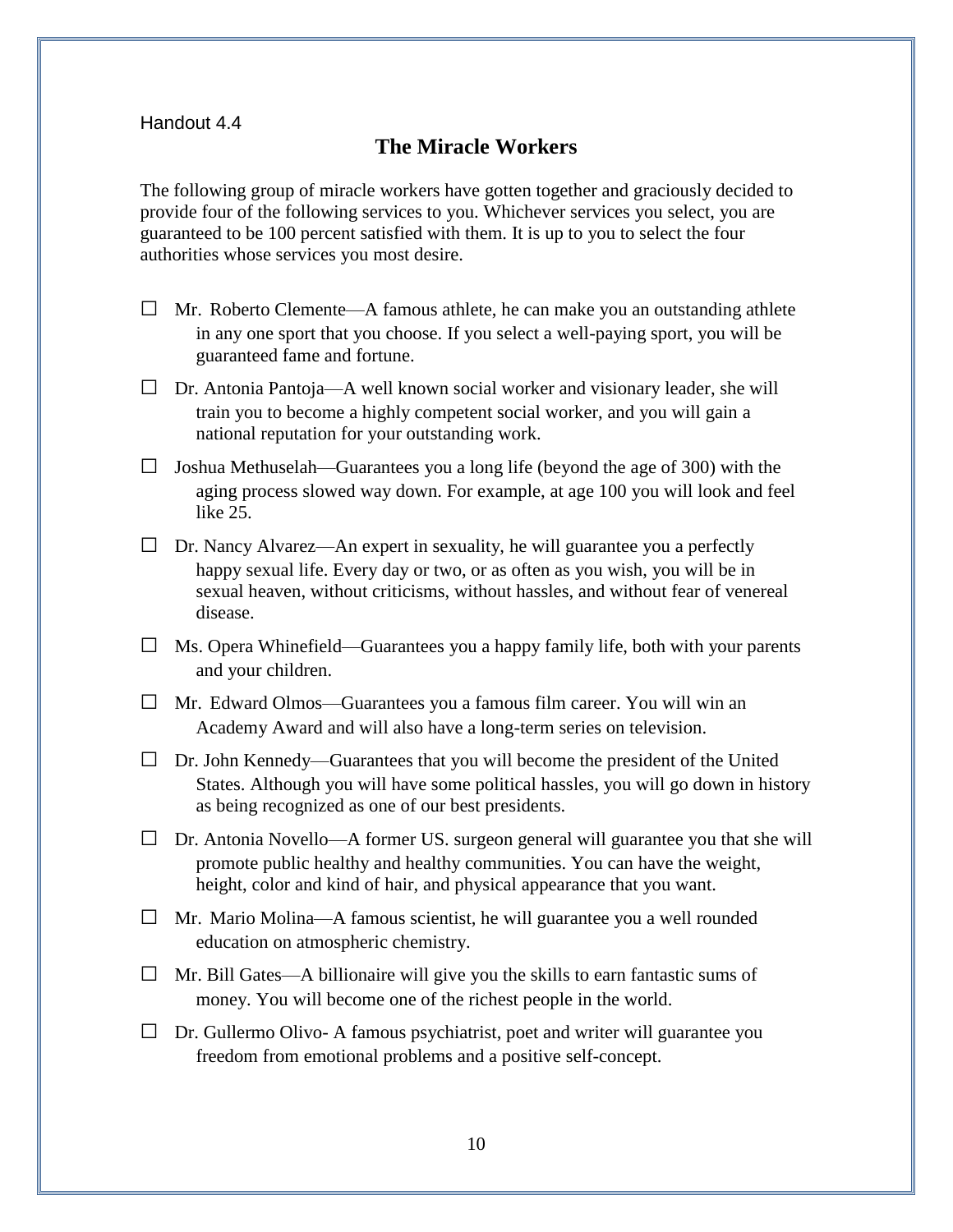Handout 4.4

## The Miracle Workers

The following group of miracle workers have gotten together and graciously decided to provide four of the following services to you. Whichever services you select, you are guaranteed to be 100 percent satisfied with them. It is up to you to select the four authorities whose services you most desire.

- ☐ Mr. Roberto Clemente—A famous athlete, he can make you an outstanding athlete in any one sport that you choose. If you select a well-paying sport, you will be guaranteed fame and fortune.
- ☐ Dr. Antonia Pantoja—A well known social worker and visionary leader, she will train you to become a highly competent social worker, and you will gain a national reputation for your outstanding work.
- ☐ Joshua Methuselah—Guarantees you a long life (beyond the age of 300) with the aging process slowed way down. For example, at age 100 you will look and feel like 25.
- ☐ Dr. Nancy Alvarez—An expert in sexuality, he will guarantee you a perfectly happy sexual life. Every day or two, or as often as you wish, you will be in sexual heaven, without criticisms, without hassles, and without fear of venereal disease.
- ☐ Ms. Opera Whinefield—Guarantees you a happy family life, both with your parents and your children.
- ☐ Mr. Edward Olmos—Guarantees you a famous film career. You will win an Academy Award and will also have a long-term series on television.
- ☐ Dr. John Kennedy—Guarantees that you will become the president of the United States. Although you will have some political hassles, you will go down in history as being recognized as one of our best presidents.
- ☐ Dr. Antonia Novello—A former US. surgeon general will guarantee you that she will promote public healthy and healthy communities. You can have the weight, height, color and kind of hair, and physical appearance that you want.
- ☐ Mr. Mario Molina—A famous scientist, he will guarantee you a well rounded education on atmospheric chemistry.
- ☐ Mr. Bill Gates—A billionaire will give you the skills to earn fantastic sums of money. You will become one of the richest people in the world.
- ☐ Dr. Gullermo Olivo- A famous psychiatrist, poet and writer will guarantee you freedom from emotional problems and a positive self-concept.